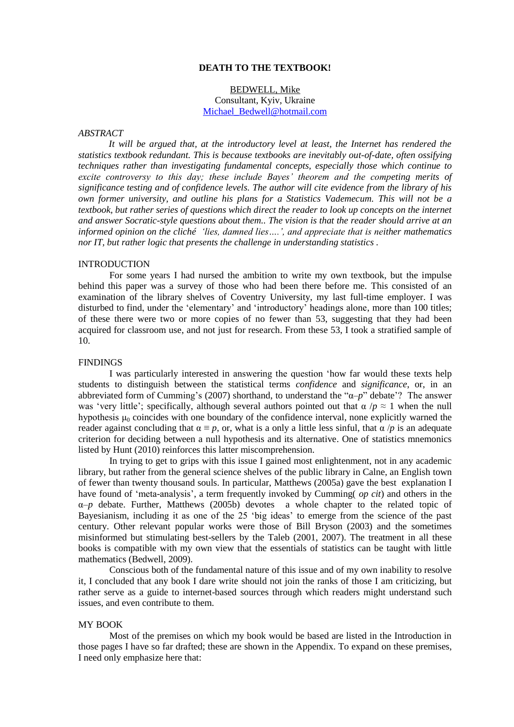# DEATH TO THE TEXTBOOK!

BEDWELL, Mike
Consultant, Kyiv, Ukraine
Michael_Bedwell@hotmail.com

*ABSTRACT*

*It will be argued that, at the introductory level at least, the Internet has rendered the statistics textbook redundant. This is because textbooks are inevitably out-of-date, often ossifying techniques rather than investigating fundamental concepts, especially those which continue to excite controversy to this day; these include Bayes' theorem and the competing merits of significance testing and of confidence levels. The author will cite evidence from the library of his own former university, and outline his plans for a Statistics Vademecum. This will not be a textbook, but rather series of questions which direct the reader to look up concepts on the internet and answer Socratic-style questions about them.. The vision is that the reader should arrive at an informed opinion on the cliché 'lies, damned lies….', and appreciate that is neither mathematics nor IT, but rather logic that presents the challenge in understanding statistics .*

## INTRODUCTION

For some years I had nursed the ambition to write my own textbook, but the impulse behind this paper was a survey of those who had been there before me. This consisted of an examination of the library shelves of Coventry University, my last full-time employer. I was disturbed to find, under the 'elementary' and 'introductory' headings alone, more than 100 titles; of these there were two or more copies of no fewer than 53, suggesting that they had been acquired for classroom use, and not just for research. From these 53, I took a stratified sample of 10.

## FINDINGS

I was particularly interested in answering the question 'how far would these texts help students to distinguish between the statistical terms *confidence* and *significance*, or, in an abbreviated form of Cumming's (2007) shorthand, to understand the "$\alpha$–$p$" debate'? The answer was 'very little'; specifically, although several authors pointed out that $\alpha /p \approx 1$ when the null hypothesis $\mu_0$ coincides with one boundary of the confidence interval, none explicitly warned the reader against concluding that $\alpha \equiv p$, or, what is a only a little less sinful, that $\alpha /p$ is an adequate criterion for deciding between a null hypothesis and its alternative. One of statistics mnemonics listed by Hunt (2010) reinforces this latter miscomprehension.

In trying to get to grips with this issue I gained most enlightenment, not in any academic library, but rather from the general science shelves of the public library in Calne, an English town of fewer than twenty thousand souls. In particular, Matthews (2005a) gave the best explanation I have found of 'meta-analysis', a term frequently invoked by Cumming( *op cit*) and others in the $\alpha$–$p$ debate. Further, Matthews (2005b) devotes a whole chapter to the related topic of Bayesianism, including it as one of the 25 'big ideas' to emerge from the science of the past century. Other relevant popular works were those of Bill Bryson (2003) and the sometimes misinformed but stimulating best-sellers by the Taleb (2001, 2007). The treatment in all these books is compatible with my own view that the essentials of statistics can be taught with little mathematics (Bedwell, 2009).

Conscious both of the fundamental nature of this issue and of my own inability to resolve it, I concluded that any book I dare write should not join the ranks of those I am criticizing, but rather serve as a guide to internet-based sources through which readers might understand such issues, and even contribute to them.

## MY BOOK

Most of the premises on which my book would be based are listed in the Introduction in those pages I have so far drafted; these are shown in the Appendix. To expand on these premises, I need only emphasize here that: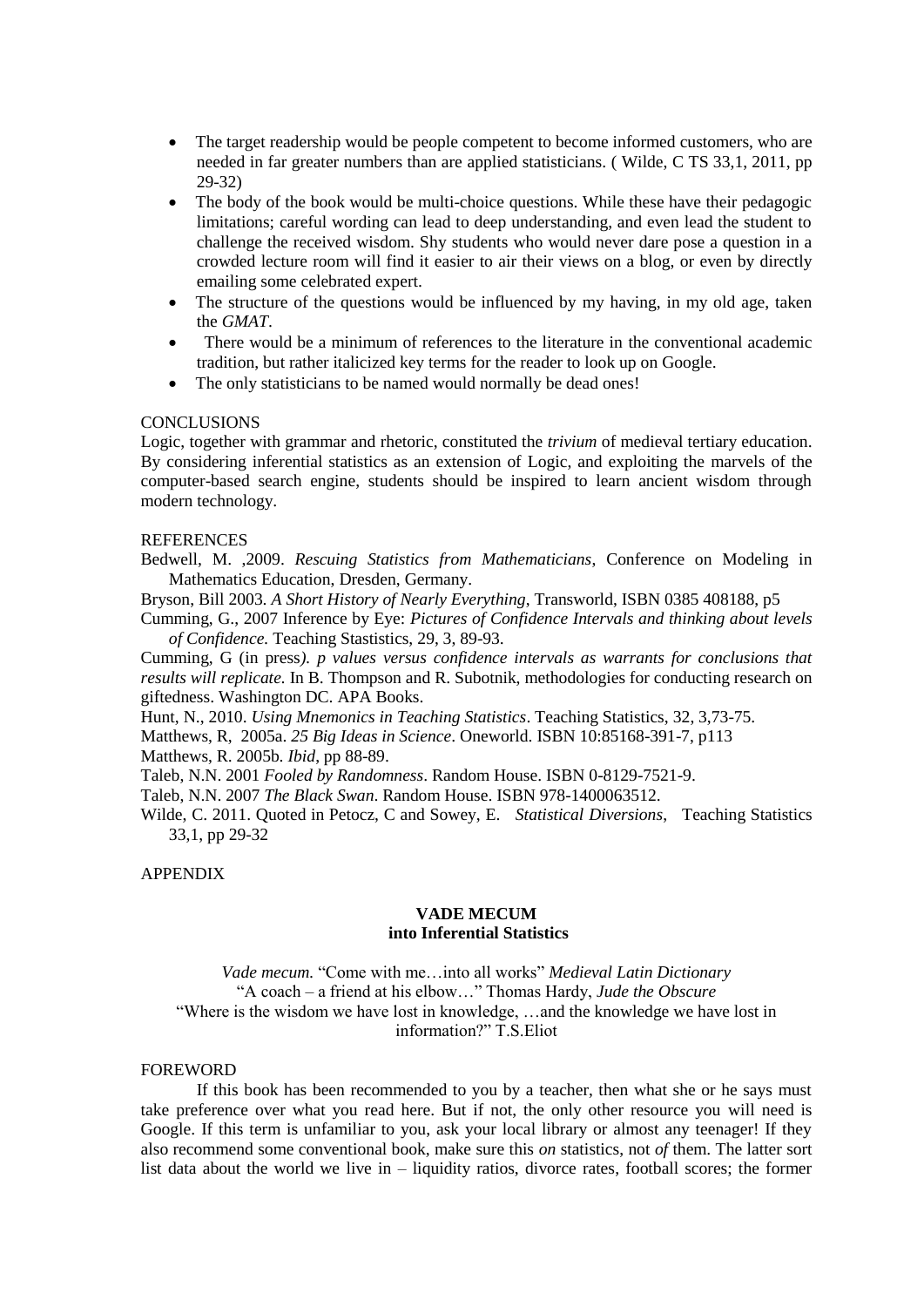- The target readership would be people competent to become informed customers, who are needed in far greater numbers than are applied statisticians. ( Wilde, C TS 33,1, 2011, pp 29-32)
- The body of the book would be multi-choice questions. While these have their pedagogic limitations; careful wording can lead to deep understanding, and even lead the student to challenge the received wisdom. Shy students who would never dare pose a question in a crowded lecture room will find it easier to air their views on a blog, or even by directly emailing some celebrated expert.
- The structure of the questions would be influenced by my having, in my old age, taken the *GMAT*.
- There would be a minimum of references to the literature in the conventional academic tradition, but rather italicized key terms for the reader to look up on Google.
- The only statisticians to be named would normally be dead ones!

## CONCLUSIONS

Logic, together with grammar and rhetoric, constituted the *trivium* of medieval tertiary education. By considering inferential statistics as an extension of Logic, and exploiting the marvels of the computer-based search engine, students should be inspired to learn ancient wisdom through modern technology.

## REFERENCES

Bedwell, M. ,2009. *Rescuing Statistics from Mathematicians*, Conference on Modeling in Mathematics Education, Dresden, Germany.

Bryson, Bill 2003. *A Short History of Nearly Everything*, Transworld, ISBN 0385 408188, p5

Cumming, G., 2007 Inference by Eye: *Pictures of Confidence Intervals and thinking about levels of Confidence*. Teaching Stastistics, 29, 3, 89-93.

Cumming, G (in press*). p values versus confidence intervals as warrants for conclusions that results will replicate.* In B. Thompson and R. Subotnik, methodologies for conducting research on giftedness. Washington DC. APA Books.

Hunt, N., 2010. *Using Mnemonics in Teaching Statistics*. Teaching Statistics, 32, 3,73-75.

Matthews, R, 2005a. *25 Big Ideas in Science*. Oneworld. ISBN 10:85168-391-7, p113

Matthews, R. 2005b. *Ibid*, pp 88-89.

Taleb, N.N. 2001 *Fooled by Randomness*. Random House. ISBN 0-8129-7521-9.

Taleb, N.N. 2007 *The Black Swan*. Random House. ISBN 978-1400063512.

Wilde, C. 2011. Quoted in Petocz, C and Sowey, E. *Statistical Diversions*, Teaching Statistics 33,1, pp 29-32

## APPENDIX

**VADE MECUM**
**into Inferential Statistics**

*Vade mecum.* "Come with me…into all works" *Medieval Latin Dictionary*
"A coach – a friend at his elbow…" Thomas Hardy, *Jude the Obscure*
"Where is the wisdom we have lost in knowledge, …and the knowledge we have lost in information?" T.S.Eliot

## FOREWORD

If this book has been recommended to you by a teacher, then what she or he says must take preference over what you read here. But if not, the only other resource you will need is Google. If this term is unfamiliar to you, ask your local library or almost any teenager! If they also recommend some conventional book, make sure this *on* statistics, not *of* them. The latter sort list data about the world we live in – liquidity ratios, divorce rates, football scores; the former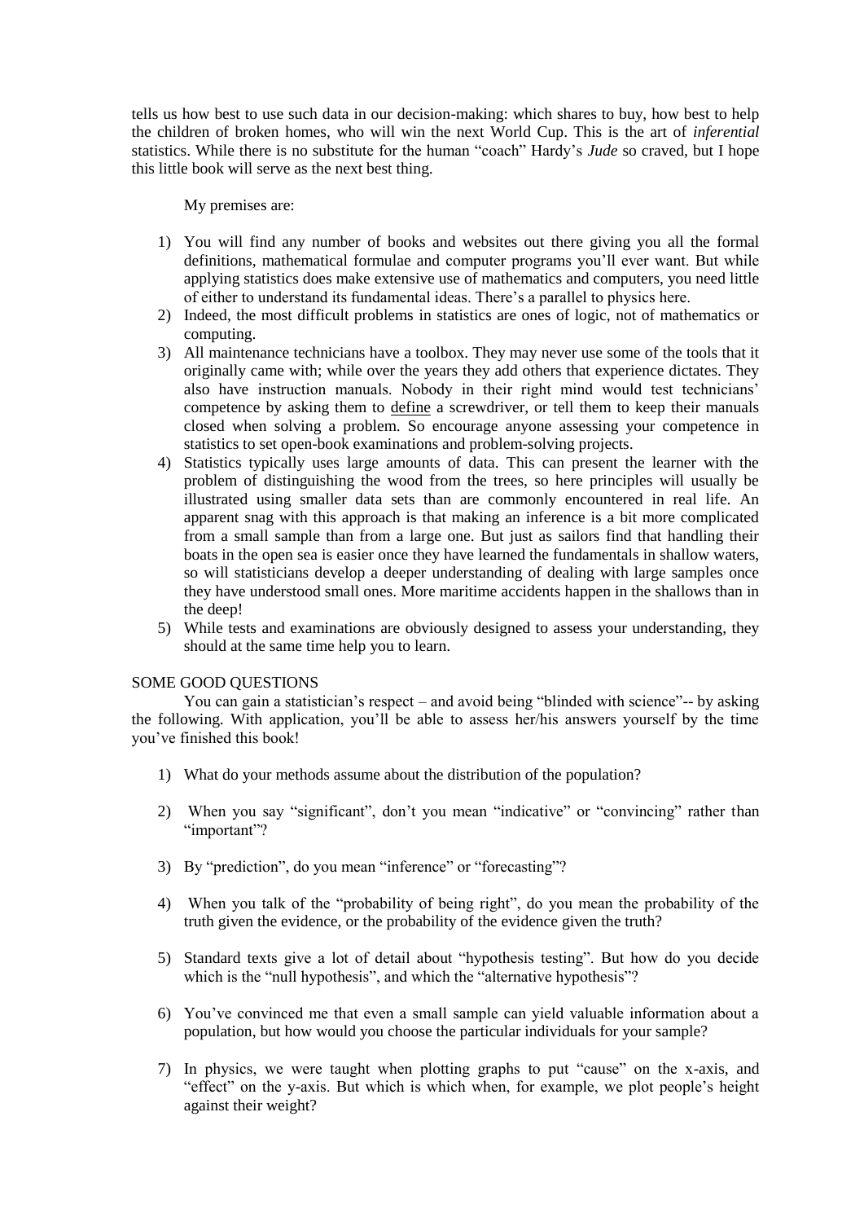tells us how best to use such data in our decision-making: which shares to buy, how best to help the children of broken homes, who will win the next World Cup. This is the art of *inferential* statistics. While there is no substitute for the human "coach" Hardy's *Jude* so craved, but I hope this little book will serve as the next best thing.

My premises are:

1) You will find any number of books and websites out there giving you all the formal definitions, mathematical formulae and computer programs you'll ever want. But while applying statistics does make extensive use of mathematics and computers, you need little of either to understand its fundamental ideas. There's a parallel to physics here.
2) Indeed, the most difficult problems in statistics are ones of logic, not of mathematics or computing.
3) All maintenance technicians have a toolbox. They may never use some of the tools that it originally came with; while over the years they add others that experience dictates. They also have instruction manuals. Nobody in their right mind would test technicians' competence by asking them to <u>define</u> a screwdriver, or tell them to keep their manuals closed when solving a problem. So encourage anyone assessing your competence in statistics to set open-book examinations and problem-solving projects.
4) Statistics typically uses large amounts of data. This can present the learner with the problem of distinguishing the wood from the trees, so here principles will usually be illustrated using smaller data sets than are commonly encountered in real life. An apparent snag with this approach is that making an inference is a bit more complicated from a small sample than from a large one. But just as sailors find that handling their boats in the open sea is easier once they have learned the fundamentals in shallow waters, so will statisticians develop a deeper understanding of dealing with large samples once they have understood small ones. More maritime accidents happen in the shallows than in the deep!
5) While tests and examinations are obviously designed to assess your understanding, they should at the same time help you to learn.

SOME GOOD QUESTIONS

You can gain a statistician's respect – and avoid being "blinded with science"-- by asking the following. With application, you'll be able to assess her/his answers yourself by the time you've finished this book!

1) What do your methods assume about the distribution of the population?
2) When you say "significant", don't you mean "indicative" or "convincing" rather than "important"?
3) By "prediction", do you mean "inference" or "forecasting"?
4) When you talk of the "probability of being right", do you mean the probability of the truth given the evidence, or the probability of the evidence given the truth?
5) Standard texts give a lot of detail about "hypothesis testing". But how do you decide which is the "null hypothesis", and which the "alternative hypothesis"?
6) You've convinced me that even a small sample can yield valuable information about a population, but how would you choose the particular individuals for your sample?
7) In physics, we were taught when plotting graphs to put "cause" on the x-axis, and "effect" on the y-axis. But which is which when, for example, we plot people's height against their weight?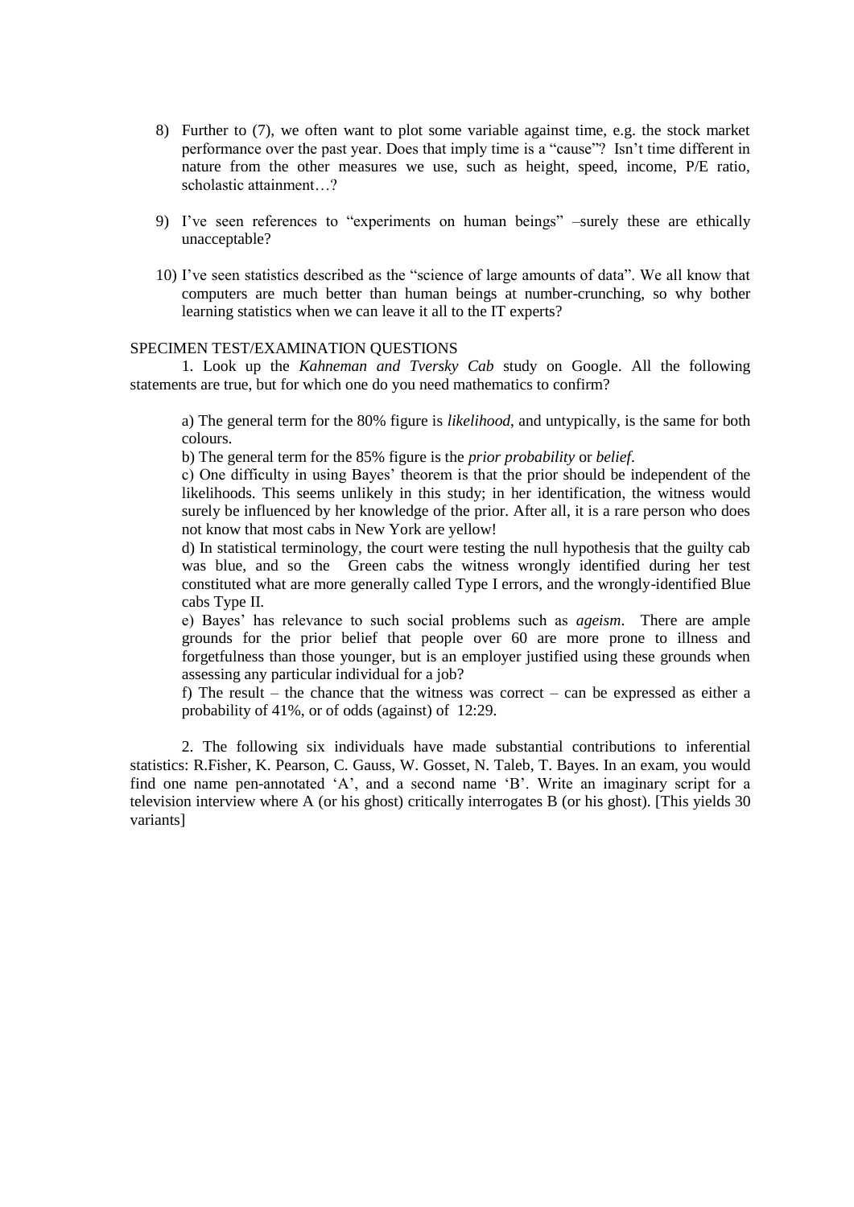8) Further to (7), we often want to plot some variable against time, e.g. the stock market performance over the past year. Does that imply time is a "cause"? Isn't time different in nature from the other measures we use, such as height, speed, income, P/E ratio, scholastic attainment…?

9) I've seen references to "experiments on human beings" –surely these are ethically unacceptable?

10) I've seen statistics described as the "science of large amounts of data". We all know that computers are much better than human beings at number-crunching, so why bother learning statistics when we can leave it all to the IT experts?

SPECIMEN TEST/EXAMINATION QUESTIONS

1. Look up the *Kahneman and Tversky Cab* study on Google. All the following statements are true, but for which one do you need mathematics to confirm?

a) The general term for the 80% figure is *likelihood*, and untypically, is the same for both colours.

b) The general term for the 85% figure is the *prior probability* or *belief*.

c) One difficulty in using Bayes' theorem is that the prior should be independent of the likelihoods. This seems unlikely in this study; in her identification, the witness would surely be influenced by her knowledge of the prior. After all, it is a rare person who does not know that most cabs in New York are yellow!

d) In statistical terminology, the court were testing the null hypothesis that the guilty cab was blue, and so the Green cabs the witness wrongly identified during her test constituted what are more generally called Type I errors, and the wrongly-identified Blue cabs Type II.

e) Bayes' has relevance to such social problems such as *ageism*. There are ample grounds for the prior belief that people over 60 are more prone to illness and forgetfulness than those younger, but is an employer justified using these grounds when assessing any particular individual for a job?

f) The result – the chance that the witness was correct – can be expressed as either a probability of 41%, or of odds (against) of 12:29.

2. The following six individuals have made substantial contributions to inferential statistics: R.Fisher, K. Pearson, C. Gauss, W. Gosset, N. Taleb, T. Bayes. In an exam, you would find one name pen-annotated 'A', and a second name 'B'. Write an imaginary script for a television interview where A (or his ghost) critically interrogates B (or his ghost). [This yields 30 variants]